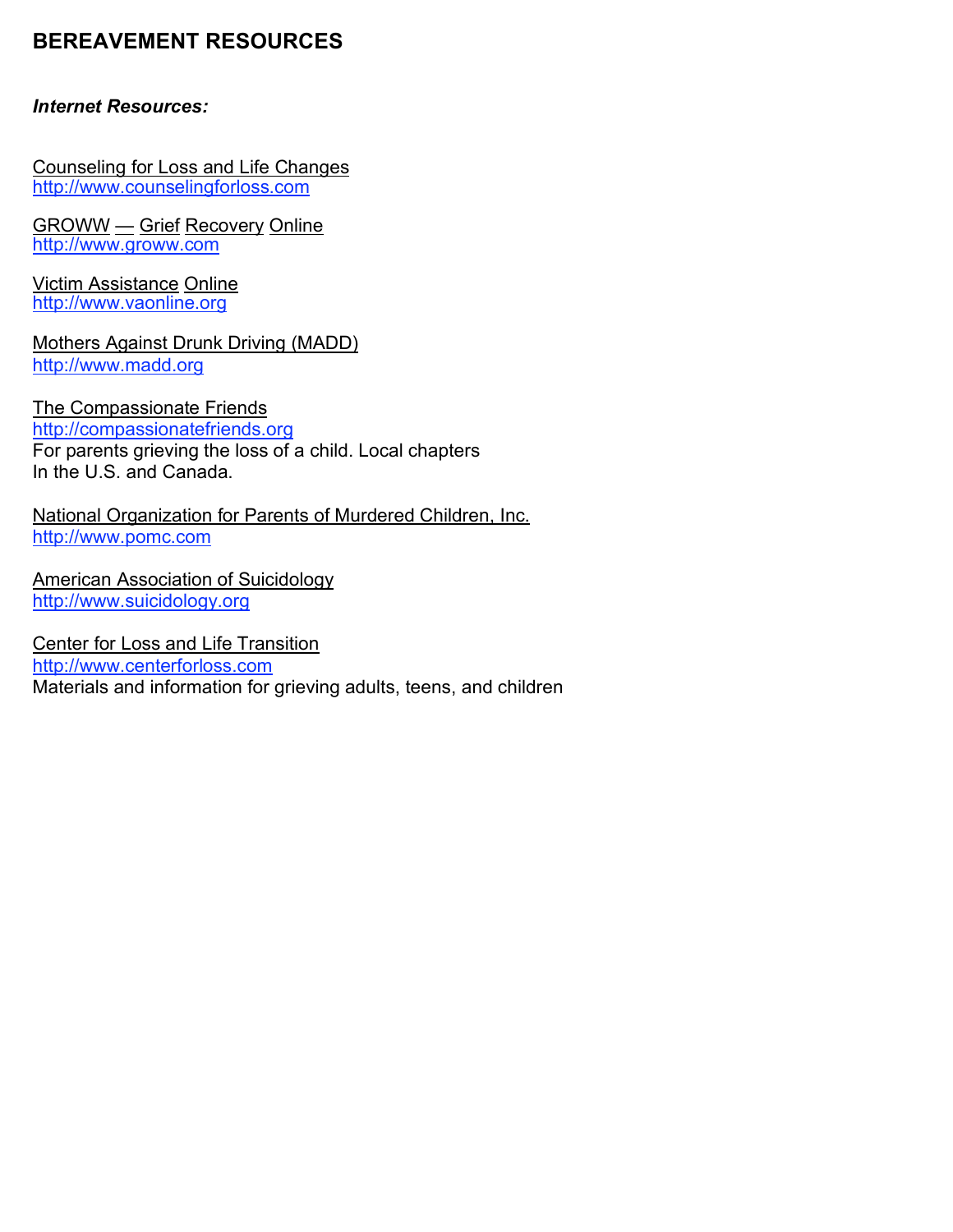# BEREAVEMENT RESOURCES

***Internet Resources:***

Counseling for Loss and Life Changes
http://www.counselingforloss.com

GROWW — Grief Recovery Online
http://www.groww.com

Victim Assistance Online
http://www.vaonline.org

Mothers Against Drunk Driving (MADD)
http://www.madd.org

The Compassionate Friends
http://compassionatefriends.org
For parents grieving the loss of a child. Local chapters
In the U.S. and Canada.

National Organization for Parents of Murdered Children, Inc.
http://www.pomc.com

American Association of Suicidology
http://www.suicidology.org

Center for Loss and Life Transition
http://www.centerforloss.com
Materials and information for grieving adults, teens, and children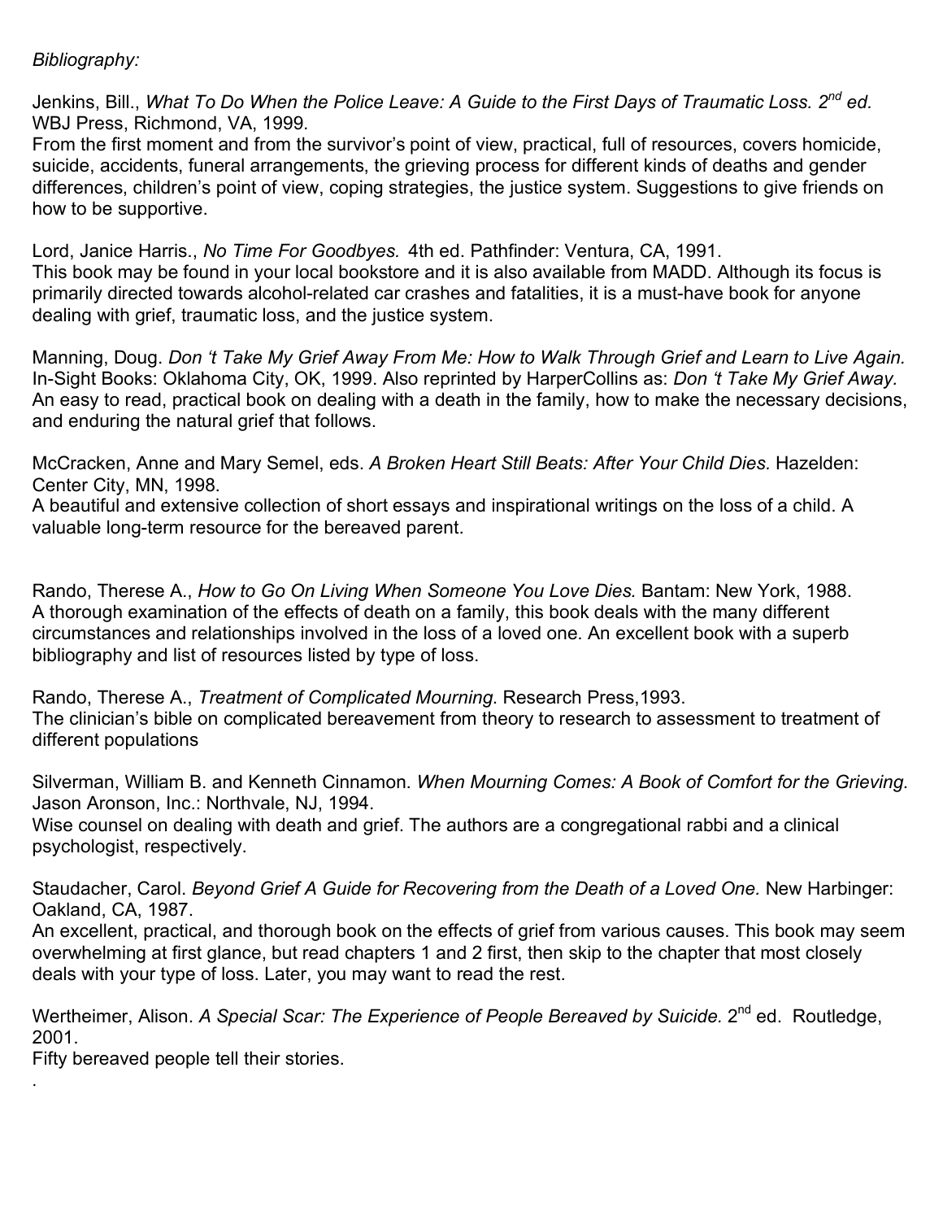*Bibliography:*

Jenkins, Bill., *What To Do When the Police Leave: A Guide to the First Days of Traumatic Loss. 2nd ed.* WBJ Press, Richmond, VA, 1999.
From the first moment and from the survivor's point of view, practical, full of resources, covers homicide, suicide, accidents, funeral arrangements, the grieving process for different kinds of deaths and gender differences, children's point of view, coping strategies, the justice system. Suggestions to give friends on how to be supportive.

Lord, Janice Harris., *No Time For Goodbyes.* 4th ed. Pathfinder: Ventura, CA, 1991.
This book may be found in your local bookstore and it is also available from MADD. Although its focus is primarily directed towards alcohol-related car crashes and fatalities, it is a must-have book for anyone dealing with grief, traumatic loss, and the justice system.

Manning, Doug. *Don 't Take My Grief Away From Me: How to Walk Through Grief and Learn to Live Again.* In-Sight Books: Oklahoma City, OK, 1999. Also reprinted by HarperCollins as: *Don 't Take My Grief Away.*
An easy to read, practical book on dealing with a death in the family, how to make the necessary decisions, and enduring the natural grief that follows.

McCracken, Anne and Mary Semel, eds. *A Broken Heart Still Beats: After Your Child Dies.* Hazelden: Center City, MN, 1998.
A beautiful and extensive collection of short essays and inspirational writings on the loss of a child. A valuable long-term resource for the bereaved parent.

Rando, Therese A., *How to Go On Living When Someone You Love Dies.* Bantam: New York, 1988.
A thorough examination of the effects of death on a family, this book deals with the many different circumstances and relationships involved in the loss of a loved one. An excellent book with a superb bibliography and list of resources listed by type of loss.

Rando, Therese A., *Treatment of Complicated Mourning*. Research Press,1993.
The clinician's bible on complicated bereavement from theory to research to assessment to treatment of different populations

Silverman, William B. and Kenneth Cinnamon. *When Mourning Comes: A Book of Comfort for the Grieving.* Jason Aronson, Inc.: Northvale, NJ, 1994.
Wise counsel on dealing with death and grief. The authors are a congregational rabbi and a clinical psychologist, respectively.

Staudacher, Carol. *Beyond Grief A Guide for Recovering from the Death of a Loved One.* New Harbinger: Oakland, CA, 1987.
An excellent, practical, and thorough book on the effects of grief from various causes. This book may seem overwhelming at first glance, but read chapters 1 and 2 first, then skip to the chapter that most closely deals with your type of loss. Later, you may want to read the rest.

Wertheimer, Alison. *A Special Scar: The Experience of People Bereaved by Suicide.* 2nd ed. Routledge, 2001.
Fifty bereaved people tell their stories.